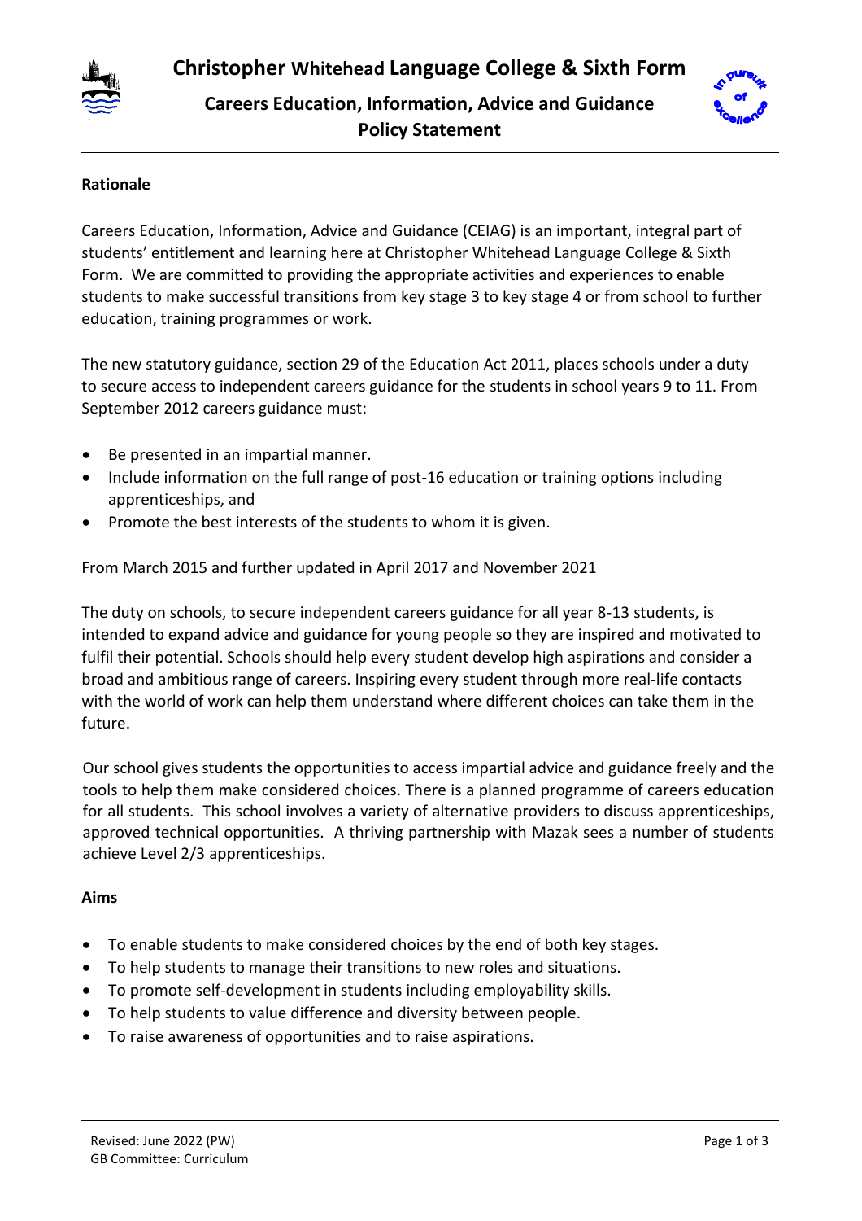# Christopher Whitehead Language College & Sixth Form

## Careers Education, Information, Advice and Guidance Policy Statement

**Rationale**

Careers Education, Information, Advice and Guidance (CEIAG) is an important, integral part of students' entitlement and learning here at Christopher Whitehead Language College & Sixth Form. We are committed to providing the appropriate activities and experiences to enable students to make successful transitions from key stage 3 to key stage 4 or from school to further education, training programmes or work.

The new statutory guidance, section 29 of the Education Act 2011, places schools under a duty to secure access to independent careers guidance for the students in school years 9 to 11. From September 2012 careers guidance must:

- Be presented in an impartial manner.
- Include information on the full range of post-16 education or training options including apprenticeships, and
- Promote the best interests of the students to whom it is given.

From March 2015 and further updated in April 2017 and November 2021

The duty on schools, to secure independent careers guidance for all year 8-13 students, is intended to expand advice and guidance for young people so they are inspired and motivated to fulfil their potential. Schools should help every student develop high aspirations and consider a broad and ambitious range of careers. Inspiring every student through more real-life contacts with the world of work can help them understand where different choices can take them in the future.

Our school gives students the opportunities to access impartial advice and guidance freely and the tools to help them make considered choices. There is a planned programme of careers education for all students. This school involves a variety of alternative providers to discuss apprenticeships, approved technical opportunities. A thriving partnership with Mazak sees a number of students achieve Level 2/3 apprenticeships.

**Aims**

- To enable students to make considered choices by the end of both key stages.
- To help students to manage their transitions to new roles and situations.
- To promote self-development in students including employability skills.
- To help students to value difference and diversity between people.
- To raise awareness of opportunities and to raise aspirations.

Revised: June 2022 (PW)
GB Committee: Curriculum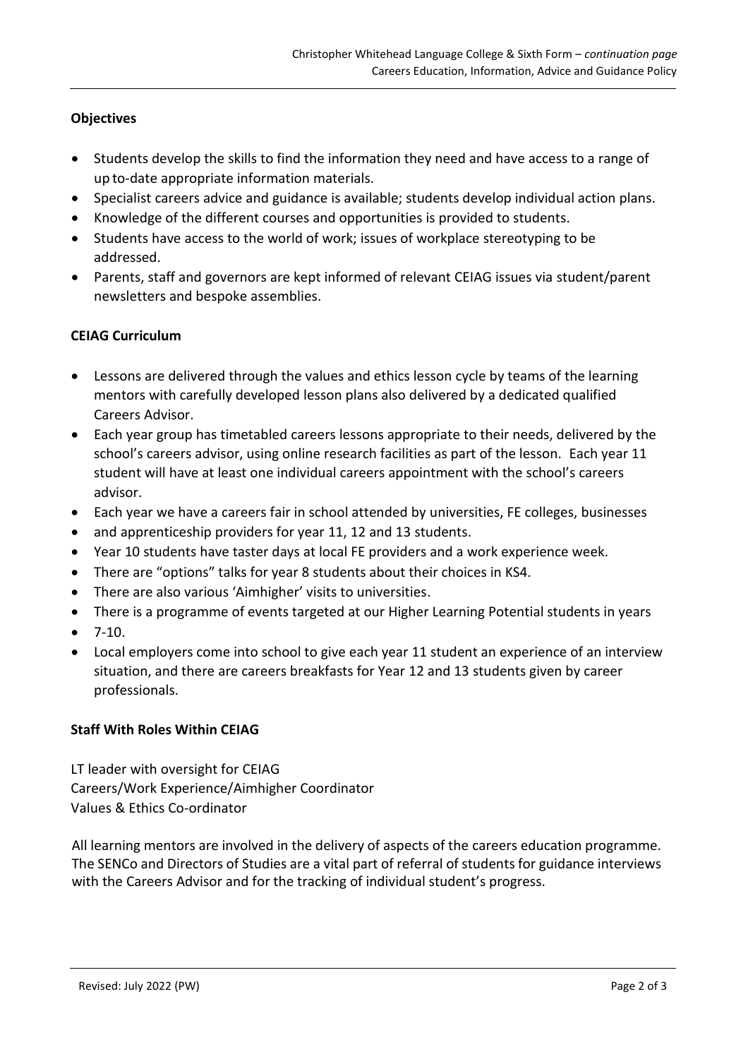**Objectives**

- Students develop the skills to find the information they need and have access to a range of up to-date appropriate information materials.
- Specialist careers advice and guidance is available; students develop individual action plans.
- Knowledge of the different courses and opportunities is provided to students.
- Students have access to the world of work; issues of workplace stereotyping to be addressed.
- Parents, staff and governors are kept informed of relevant CEIAG issues via student/parent newsletters and bespoke assemblies.

**CEIAG Curriculum**

- Lessons are delivered through the values and ethics lesson cycle by teams of the learning mentors with carefully developed lesson plans also delivered by a dedicated qualified Careers Advisor.
- Each year group has timetabled careers lessons appropriate to their needs, delivered by the school's careers advisor, using online research facilities as part of the lesson. Each year 11 student will have at least one individual careers appointment with the school's careers advisor.
- Each year we have a careers fair in school attended by universities, FE colleges, businesses
- and apprenticeship providers for year 11, 12 and 13 students.
- Year 10 students have taster days at local FE providers and a work experience week.
- There are "options" talks for year 8 students about their choices in KS4.
- There are also various 'Aimhigher' visits to universities.
- There is a programme of events targeted at our Higher Learning Potential students in years
- 7-10.
- Local employers come into school to give each year 11 student an experience of an interview situation, and there are careers breakfasts for Year 12 and 13 students given by career professionals.

**Staff With Roles Within CEIAG**

LT leader with oversight for CEIAG
Careers/Work Experience/Aimhigher Coordinator
Values & Ethics Co-ordinator

All learning mentors are involved in the delivery of aspects of the careers education programme. The SENCo and Directors of Studies are a vital part of referral of students for guidance interviews with the Careers Advisor and for the tracking of individual student's progress.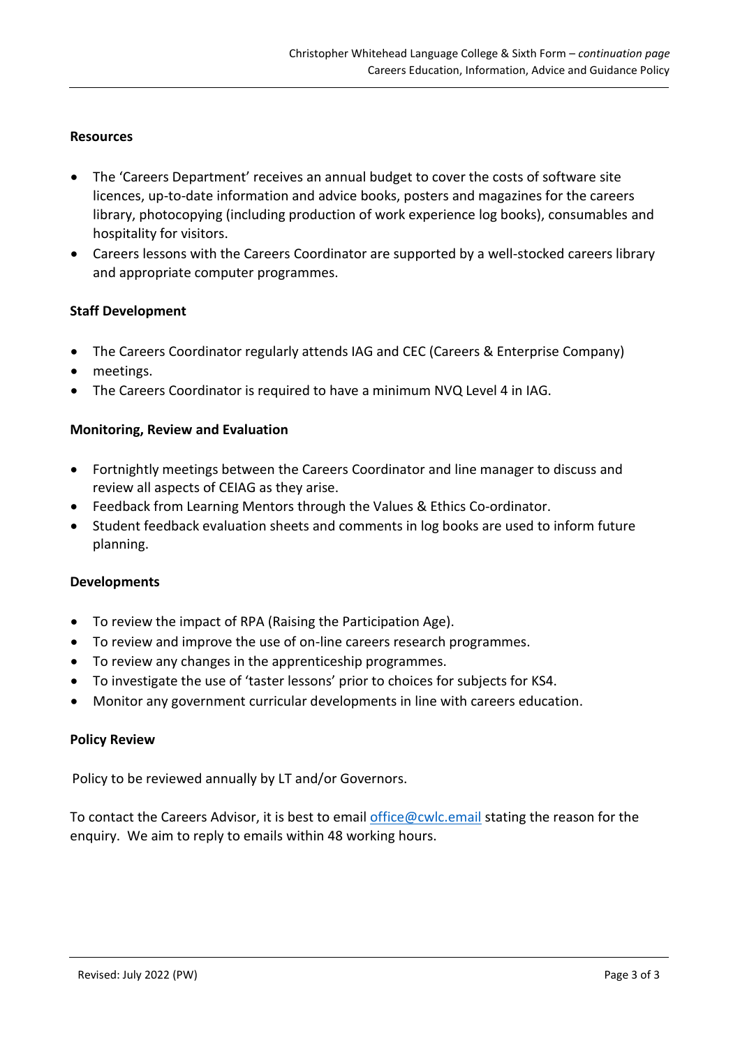**Resources**

- The 'Careers Department' receives an annual budget to cover the costs of software site licences, up-to-date information and advice books, posters and magazines for the careers library, photocopying (including production of work experience log books), consumables and hospitality for visitors.
- Careers lessons with the Careers Coordinator are supported by a well-stocked careers library and appropriate computer programmes.

**Staff Development**

- The Careers Coordinator regularly attends IAG and CEC (Careers & Enterprise Company)
- meetings.
- The Careers Coordinator is required to have a minimum NVQ Level 4 in IAG.

**Monitoring, Review and Evaluation**

- Fortnightly meetings between the Careers Coordinator and line manager to discuss and review all aspects of CEIAG as they arise.
- Feedback from Learning Mentors through the Values & Ethics Co-ordinator.
- Student feedback evaluation sheets and comments in log books are used to inform future planning.

**Developments**

- To review the impact of RPA (Raising the Participation Age).
- To review and improve the use of on-line careers research programmes.
- To review any changes in the apprenticeship programmes.
- To investigate the use of 'taster lessons' prior to choices for subjects for KS4.
- Monitor any government curricular developments in line with careers education.

**Policy Review**

Policy to be reviewed annually by LT and/or Governors.

To contact the Careers Advisor, it is best to email office@cwlc.email stating the reason for the enquiry. We aim to reply to emails within 48 working hours.